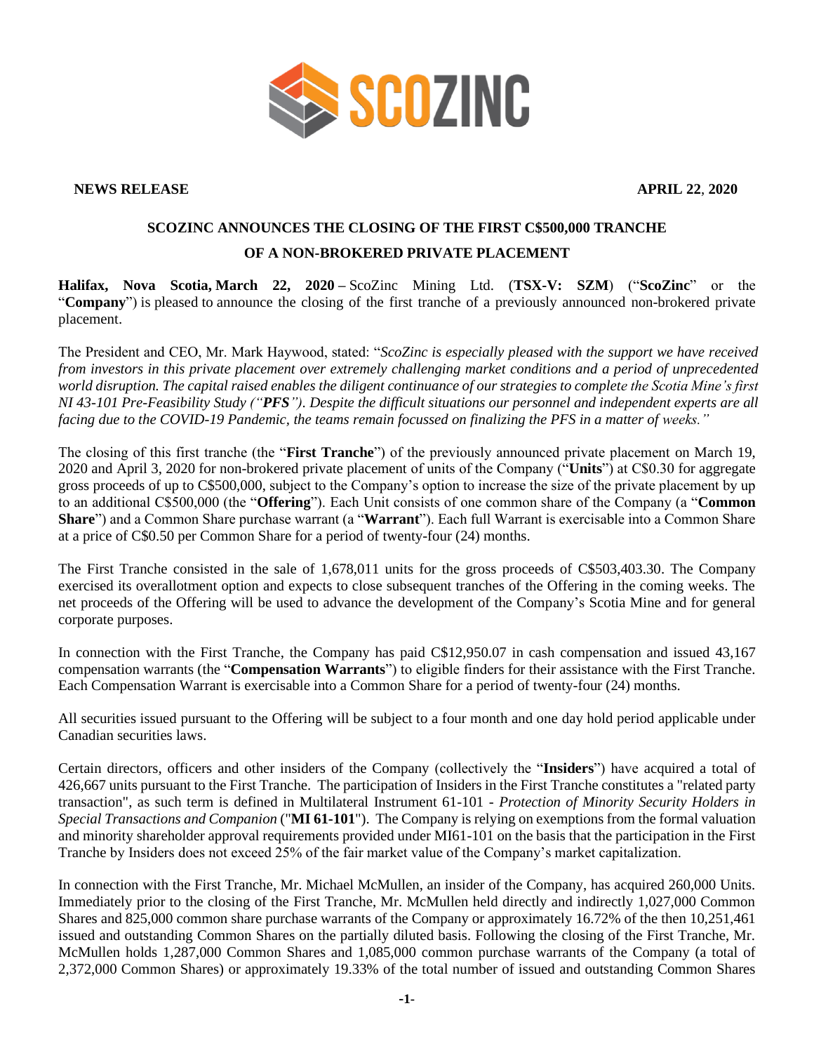**NEWS RELEASE** **APRIL 22, 2020**

# SCOZINC ANNOUNCES THE CLOSING OF THE FIRST C$500,000 TRANCHE OF A NON-BROKERED PRIVATE PLACEMENT

**Halifax, Nova Scotia, March 22, 2020 –** ScoZinc Mining Ltd. (**TSX-V: SZM**) ("**ScoZinc**" or the "**Company**") is pleased to announce the closing of the first tranche of a previously announced non-brokered private placement.

The President and CEO, Mr. Mark Haywood, stated: "*ScoZinc is especially pleased with the support we have received from investors in this private placement over extremely challenging market conditions and a period of unprecedented world disruption. The capital raised enables the diligent continuance of our strategies to complete the Scotia Mine's first NI 43-101 Pre-Feasibility Study ("**PFS**"). Despite the difficult situations our personnel and independent experts are all facing due to the COVID-19 Pandemic, the teams remain focussed on finalizing the PFS in a matter of weeks.*"

The closing of this first tranche (the "**First Tranche**") of the previously announced private placement on March 19, 2020 and April 3, 2020 for non-brokered private placement of units of the Company ("**Units**") at C$0.30 for aggregate gross proceeds of up to C$500,000, subject to the Company's option to increase the size of the private placement by up to an additional C$500,000 (the "**Offering**"). Each Unit consists of one common share of the Company (a "**Common Share**") and a Common Share purchase warrant (a "**Warrant**"). Each full Warrant is exercisable into a Common Share at a price of C$0.50 per Common Share for a period of twenty-four (24) months.

The First Tranche consisted in the sale of 1,678,011 units for the gross proceeds of C$503,403.30. The Company exercised its overallotment option and expects to close subsequent tranches of the Offering in the coming weeks. The net proceeds of the Offering will be used to advance the development of the Company's Scotia Mine and for general corporate purposes.

In connection with the First Tranche, the Company has paid C$12,950.07 in cash compensation and issued 43,167 compensation warrants (the "**Compensation Warrants**") to eligible finders for their assistance with the First Tranche. Each Compensation Warrant is exercisable into a Common Share for a period of twenty-four (24) months.

All securities issued pursuant to the Offering will be subject to a four month and one day hold period applicable under Canadian securities laws.

Certain directors, officers and other insiders of the Company (collectively the "**Insiders**") have acquired a total of 426,667 units pursuant to the First Tranche. The participation of Insiders in the First Tranche constitutes a "related party transaction", as such term is defined in Multilateral Instrument 61-101 - *Protection of Minority Security Holders in Special Transactions and Companion* ("**MI 61-101**"). The Company is relying on exemptions from the formal valuation and minority shareholder approval requirements provided under MI61-101 on the basis that the participation in the First Tranche by Insiders does not exceed 25% of the fair market value of the Company's market capitalization.

In connection with the First Tranche, Mr. Michael McMullen, an insider of the Company, has acquired 260,000 Units. Immediately prior to the closing of the First Tranche, Mr. McMullen held directly and indirectly 1,027,000 Common Shares and 825,000 common share purchase warrants of the Company or approximately 16.72% of the then 10,251,461 issued and outstanding Common Shares on the partially diluted basis. Following the closing of the First Tranche, Mr. McMullen holds 1,287,000 Common Shares and 1,085,000 common purchase warrants of the Company (a total of 2,372,000 Common Shares) or approximately 19.33% of the total number of issued and outstanding Common Shares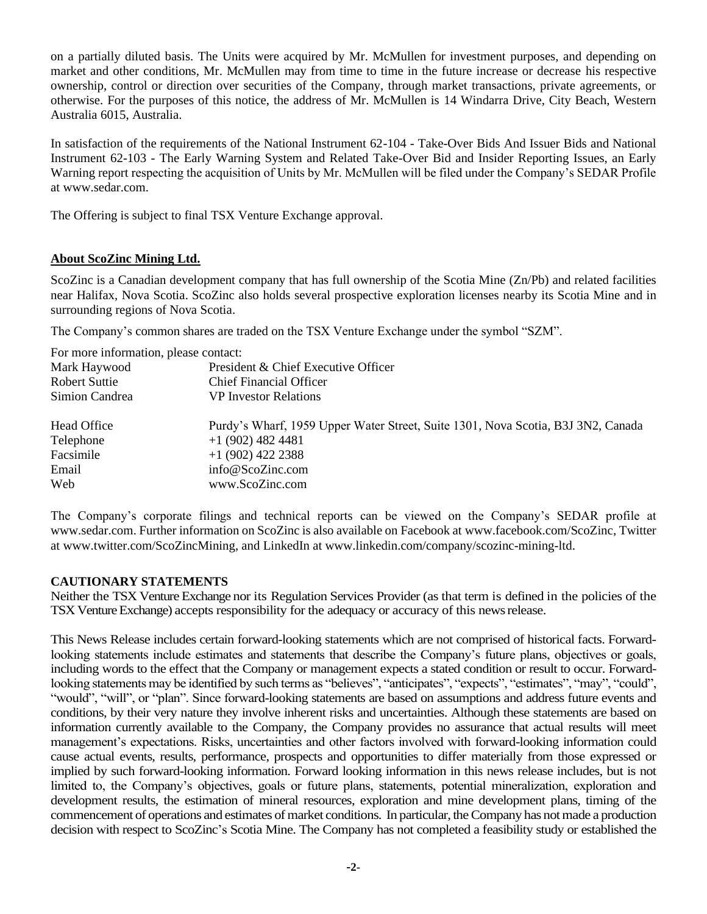on a partially diluted basis. The Units were acquired by Mr. McMullen for investment purposes, and depending on market and other conditions, Mr. McMullen may from time to time in the future increase or decrease his respective ownership, control or direction over securities of the Company, through market transactions, private agreements, or otherwise. For the purposes of this notice, the address of Mr. McMullen is 14 Windarra Drive, City Beach, Western Australia 6015, Australia.

In satisfaction of the requirements of the National Instrument 62-104 - Take-Over Bids And Issuer Bids and National Instrument 62-103 - The Early Warning System and Related Take-Over Bid and Insider Reporting Issues, an Early Warning report respecting the acquisition of Units by Mr. McMullen will be filed under the Company's SEDAR Profile at www.sedar.com.

The Offering is subject to final TSX Venture Exchange approval.

## About ScoZinc Mining Ltd.

ScoZinc is a Canadian development company that has full ownership of the Scotia Mine (Zn/Pb) and related facilities near Halifax, Nova Scotia. ScoZinc also holds several prospective exploration licenses nearby its Scotia Mine and in surrounding regions of Nova Scotia.

The Company's common shares are traded on the TSX Venture Exchange under the symbol "SZM".

For more information, please contact:

| | |
|---|---|
| Mark Haywood | President & Chief Executive Officer |
| Robert Suttie | Chief Financial Officer |
| Simion Candrea | VP Investor Relations |
| | |
| Head Office | Purdy's Wharf, 1959 Upper Water Street, Suite 1301, Nova Scotia, B3J 3N2, Canada |
| Telephone | +1 (902) 482 4481 |
| Facsimile | +1 (902) 422 2388 |
| Email | info@ScoZinc.com |
| Web | www.ScoZinc.com |

The Company's corporate filings and technical reports can be viewed on the Company's SEDAR profile at www.sedar.com. Further information on ScoZinc is also available on Facebook at www.facebook.com/ScoZinc, Twitter at www.twitter.com/ScoZincMining, and LinkedIn at www.linkedin.com/company/scozinc-mining-ltd.

## CAUTIONARY STATEMENTS

Neither the TSX Venture Exchange nor its Regulation Services Provider (as that term is defined in the policies of the TSX Venture Exchange) accepts responsibility for the adequacy or accuracy of this news release.

This News Release includes certain forward-looking statements which are not comprised of historical facts. Forward-looking statements include estimates and statements that describe the Company's future plans, objectives or goals, including words to the effect that the Company or management expects a stated condition or result to occur. Forward-looking statements may be identified by such terms as "believes", "anticipates", "expects", "estimates", "may", "could", "would", "will", or "plan". Since forward-looking statements are based on assumptions and address future events and conditions, by their very nature they involve inherent risks and uncertainties. Although these statements are based on information currently available to the Company, the Company provides no assurance that actual results will meet management's expectations. Risks, uncertainties and other factors involved with forward-looking information could cause actual events, results, performance, prospects and opportunities to differ materially from those expressed or implied by such forward-looking information. Forward looking information in this news release includes, but is not limited to, the Company's objectives, goals or future plans, statements, potential mineralization, exploration and development results, the estimation of mineral resources, exploration and mine development plans, timing of the commencement of operations and estimates of market conditions. In particular, the Company has not made a production decision with respect to ScoZinc's Scotia Mine. The Company has not completed a feasibility study or established the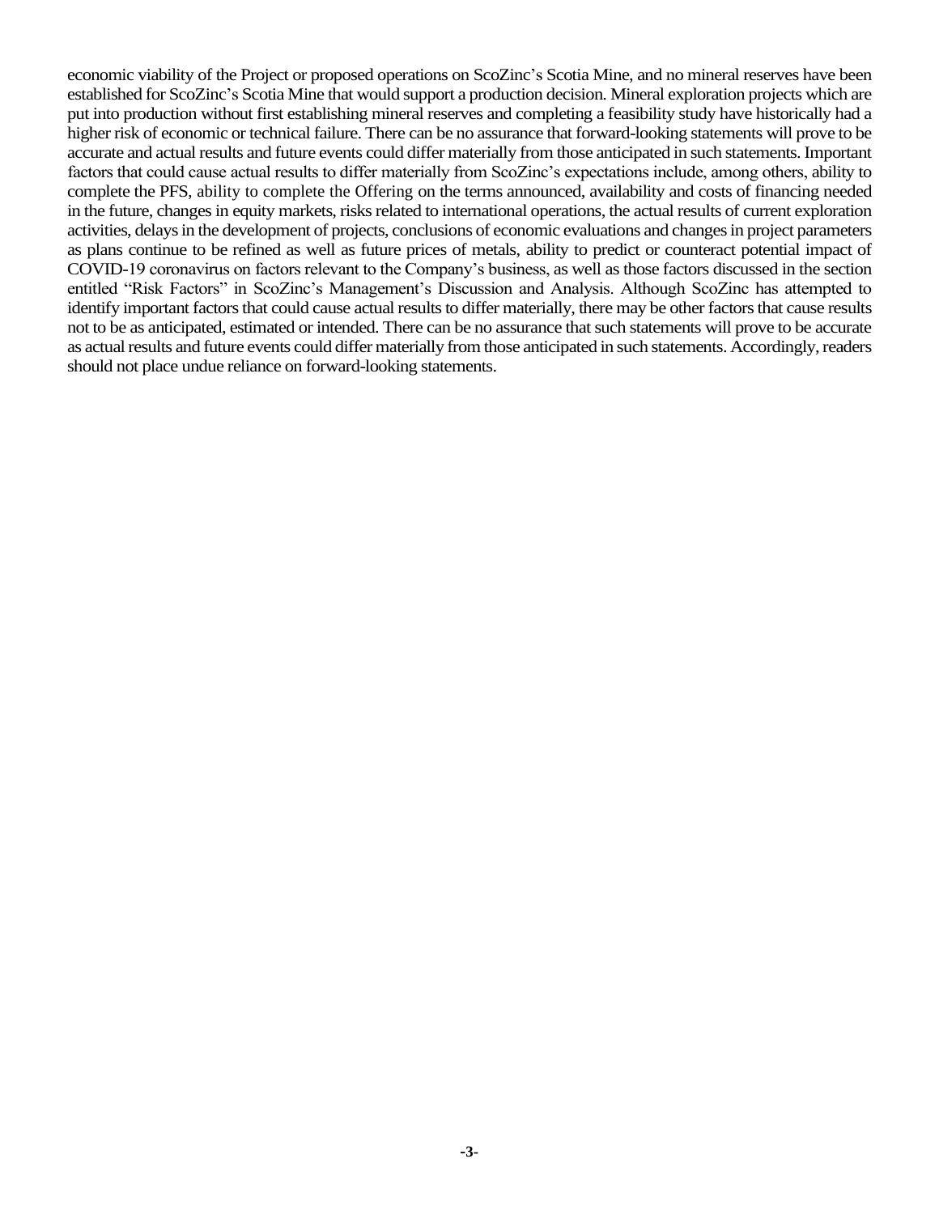economic viability of the Project or proposed operations on ScoZinc's Scotia Mine, and no mineral reserves have been established for ScoZinc's Scotia Mine that would support a production decision. Mineral exploration projects which are put into production without first establishing mineral reserves and completing a feasibility study have historically had a higher risk of economic or technical failure. There can be no assurance that forward-looking statements will prove to be accurate and actual results and future events could differ materially from those anticipated in such statements. Important factors that could cause actual results to differ materially from ScoZinc's expectations include, among others, ability to complete the PFS, ability to complete the Offering on the terms announced, availability and costs of financing needed in the future, changes in equity markets, risks related to international operations, the actual results of current exploration activities, delays in the development of projects, conclusions of economic evaluations and changes in project parameters as plans continue to be refined as well as future prices of metals, ability to predict or counteract potential impact of COVID-19 coronavirus on factors relevant to the Company's business, as well as those factors discussed in the section entitled "Risk Factors" in ScoZinc's Management's Discussion and Analysis. Although ScoZinc has attempted to identify important factors that could cause actual results to differ materially, there may be other factors that cause results not to be as anticipated, estimated or intended. There can be no assurance that such statements will prove to be accurate as actual results and future events could differ materially from those anticipated in such statements. Accordingly, readers should not place undue reliance on forward-looking statements.